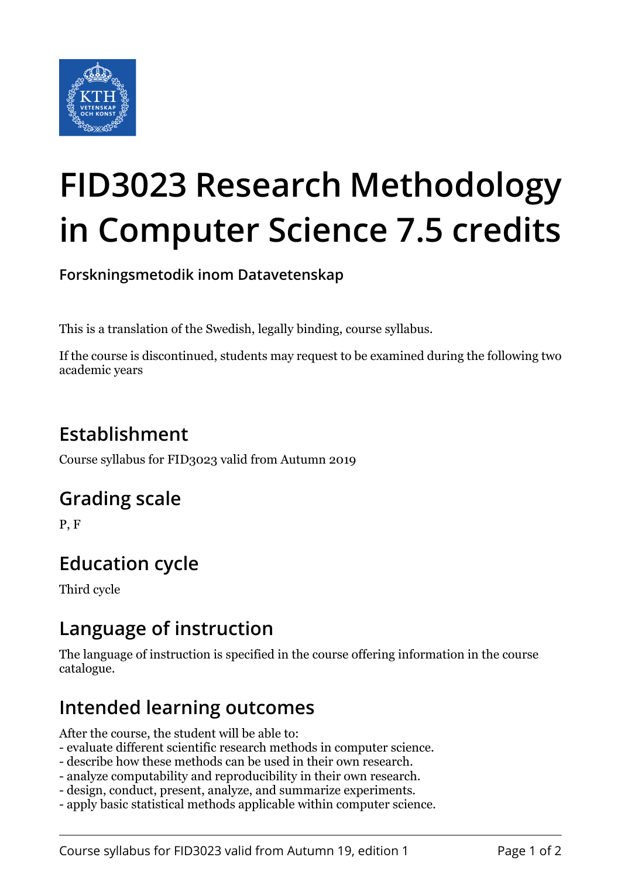# FID3023 Research Methodology in Computer Science 7.5 credits

**Forskningsmetodik inom Datavetenskap**

This is a translation of the Swedish, legally binding, course syllabus.

If the course is discontinued, students may request to be examined during the following two academic years

## Establishment

Course syllabus for FID3023 valid from Autumn 2019

## Grading scale

P, F

## Education cycle

Third cycle

## Language of instruction

The language of instruction is specified in the course offering information in the course catalogue.

## Intended learning outcomes

After the course, the student will be able to:
- evaluate different scientific research methods in computer science.
- describe how these methods can be used in their own research.
- analyze computability and reproducibility in their own research.
- design, conduct, present, analyze, and summarize experiments.
- apply basic statistical methods applicable within computer science.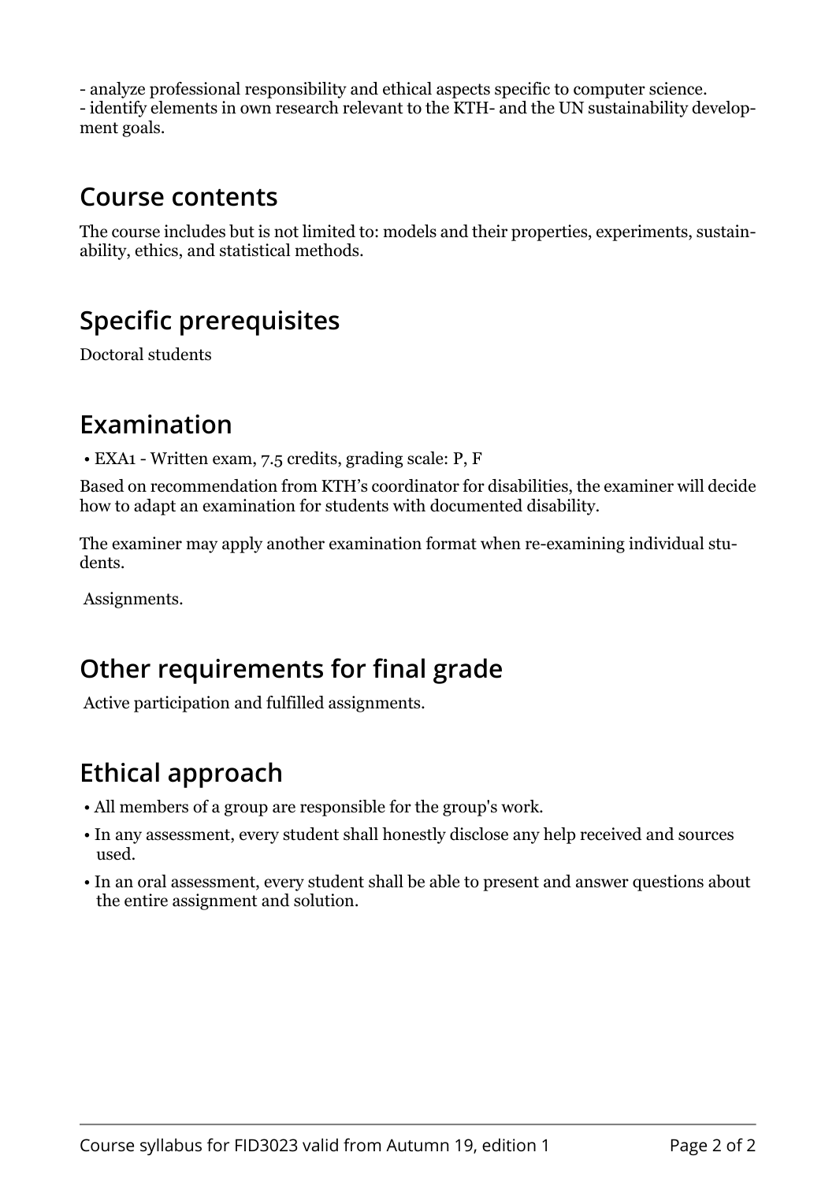- analyze professional responsibility and ethical aspects specific to computer science.
- identify elements in own research relevant to the KTH- and the UN sustainability development goals.

## Course contents

The course includes but is not limited to: models and their properties, experiments, sustainability, ethics, and statistical methods.

## Specific prerequisites

Doctoral students

## Examination

- EXA1 - Written exam, 7.5 credits, grading scale: P, F

Based on recommendation from KTH's coordinator for disabilities, the examiner will decide how to adapt an examination for students with documented disability.

The examiner may apply another examination format when re-examining individual students.

Assignments.

## Other requirements for final grade

Active participation and fulfilled assignments.

## Ethical approach

- All members of a group are responsible for the group's work.
- In any assessment, every student shall honestly disclose any help received and sources used.
- In an oral assessment, every student shall be able to present and answer questions about the entire assignment and solution.